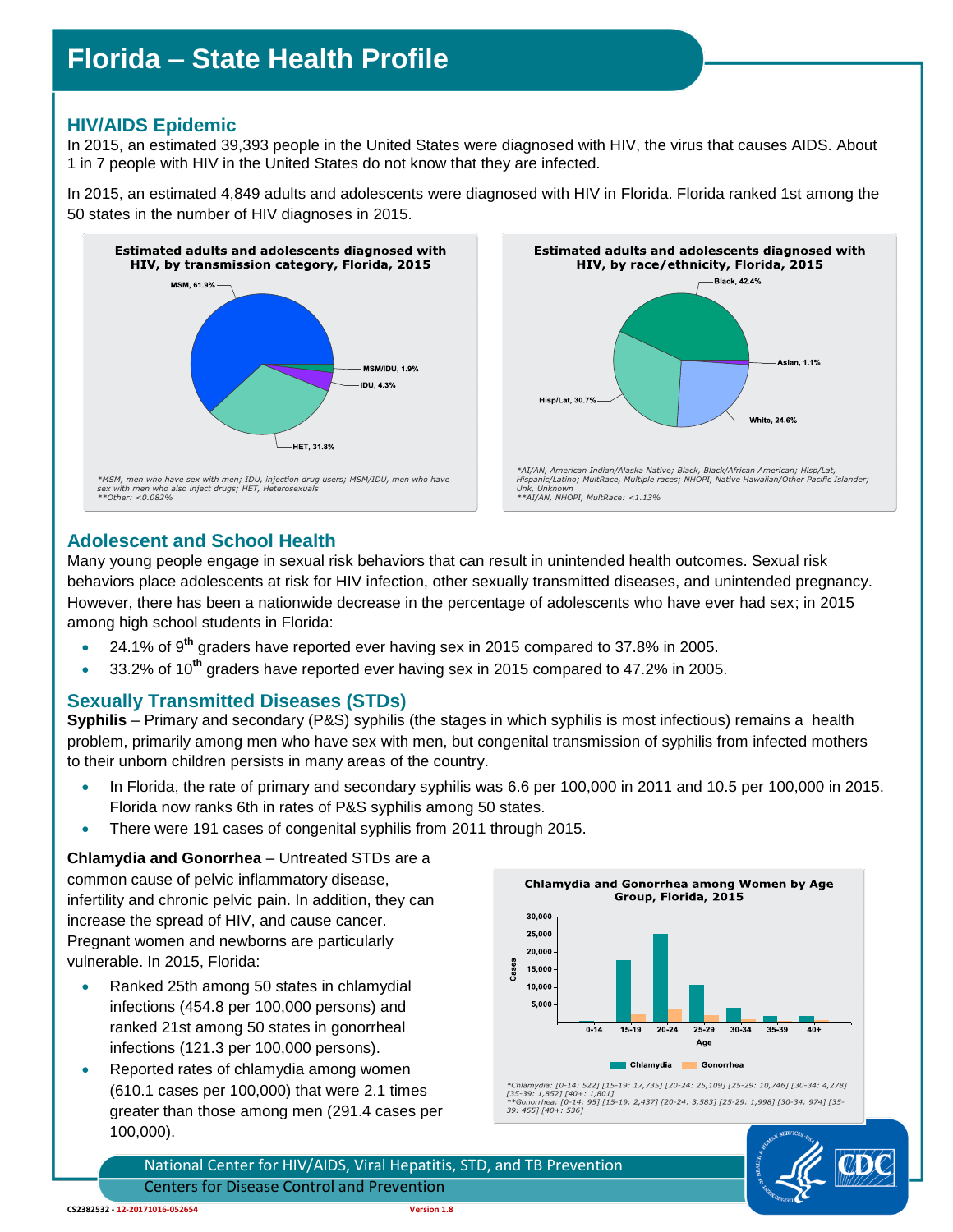# Florida – State Health Profile

## HIV/AIDS Epidemic

In 2015, an estimated 39,393 people in the United States were diagnosed with HIV, the virus that causes AIDS. About 1 in 7 people with HIV in the United States do not know that they are infected.

In 2015, an estimated 4,849 adults and adolescents were diagnosed with HIV in Florida. Florida ranked 1st among the 50 states in the number of HIV diagnoses in 2015.

**Estimated adults and adolescents diagnosed with HIV, by transmission category, Florida, 2015**

MSM, 61.9%; MSM/IDU, 1.9%; IDU, 4.3%; HET, 31.8%

*MSM, men who have sex with men; IDU, injection drug users; MSM/IDU, men who have sex with men who also inject drugs; HET, Heterosexuals
**Other: <0.082%

**Estimated adults and adolescents diagnosed with HIV, by race/ethnicity, Florida, 2015**

Black, 42.4%; Asian, 1.1%; White, 24.6%; Hisp/Lat, 30.7%

*AI/AN, American Indian/Alaska Native; Black, Black/African American; Hisp/Lat, Hispanic/Latino; MultRace, Multiple races; NHOPI, Native Hawaiian/Other Pacific Islander; Unk, Unknown
**AI/AN, NHOPI, MultRace: <1.13%

## Adolescent and School Health

Many young people engage in sexual risk behaviors that can result in unintended health outcomes. Sexual risk behaviors place adolescents at risk for HIV infection, other sexually transmitted diseases, and unintended pregnancy. However, there has been a nationwide decrease in the percentage of adolescents who have ever had sex; in 2015 among high school students in Florida:

- 24.1% of 9th graders have reported ever having sex in 2015 compared to 37.8% in 2005.
- 33.2% of 10th graders have reported ever having sex in 2015 compared to 47.2% in 2005.

## Sexually Transmitted Diseases (STDs)

**Syphilis** – Primary and secondary (P&S) syphilis (the stages in which syphilis is most infectious) remains a health problem, primarily among men who have sex with men, but congenital transmission of syphilis from infected mothers to their unborn children persists in many areas of the country.

- In Florida, the rate of primary and secondary syphilis was 6.6 per 100,000 in 2011 and 10.5 per 100,000 in 2015. Florida now ranks 6th in rates of P&S syphilis among 50 states.
- There were 191 cases of congenital syphilis from 2011 through 2015.

**Chlamydia and Gonorrhea** – Untreated STDs are a common cause of pelvic inflammatory disease, infertility and chronic pelvic pain. In addition, they can increase the spread of HIV, and cause cancer. Pregnant women and newborns are particularly vulnerable. In 2015, Florida:

- Ranked 25th among 50 states in chlamydial infections (454.8 per 100,000 persons) and ranked 21st among 50 states in gonorrheal infections (121.3 per 100,000 persons).
- Reported rates of chlamydia among women (610.1 cases per 100,000) that were 2.1 times greater than those among men (291.4 cases per 100,000).

**Chlamydia and Gonorrhea among Women by Age Group, Florida, 2015**

*Chlamydia: [0-14: 522] [15-19: 17,735] [20-24: 25,109] [25-29: 10,746] [30-34: 4,278] [35-39: 1,852] [40+: 1,801]
**Gonorrhea: [0-14: 95] [15-19: 2,437] [20-24: 3,583] [25-29: 1,998] [30-34: 974] [35-39: 455] [40+: 536]

National Center for HIV/AIDS, Viral Hepatitis, STD, and TB Prevention
Centers for Disease Control and Prevention

CS2382532 - 12-20171016-052654 Version 1.8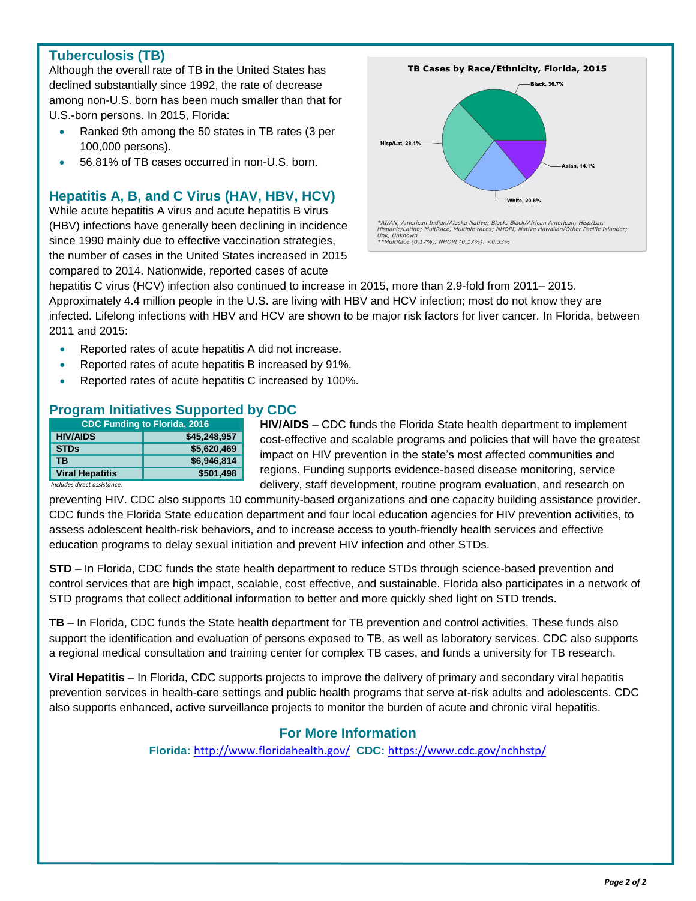## Tuberculosis (TB)

Although the overall rate of TB in the United States has declined substantially since 1992, the rate of decrease among non-U.S. born has been much smaller than that for U.S.-born persons. In 2015, Florida:

- Ranked 9th among the 50 states in TB rates (3 per 100,000 persons).
- 56.81% of TB cases occurred in non-U.S. born.

TB Cases by Race/Ethnicity, Florida, 2015

Black, 36.7%
Hisp/Lat, 28.1%
Asian, 14.1%
White, 20.8%

*AI/AN, American Indian/Alaska Native; Black, Black/African American; Hisp/Lat, Hispanic/Latino; MultRace, Multiple races; NHOPI, Native Hawaiian/Other Pacific Islander; Unk, Unknown
**MultRace (0.17%), NHOPI (0.17%): <0.33%

## Hepatitis A, B, and C Virus (HAV, HBV, HCV)

While acute hepatitis A virus and acute hepatitis B virus (HBV) infections have generally been declining in incidence since 1990 mainly due to effective vaccination strategies, the number of cases in the United States increased in 2015 compared to 2014. Nationwide, reported cases of acute hepatitis C virus (HCV) infection also continued to increase in 2015, more than 2.9-fold from 2011– 2015. Approximately 4.4 million people in the U.S. are living with HBV and HCV infection; most do not know they are infected. Lifelong infections with HBV and HCV are shown to be major risk factors for liver cancer. In Florida, between 2011 and 2015:

- Reported rates of acute hepatitis A did not increase.
- Reported rates of acute hepatitis B increased by 91%.
- Reported rates of acute hepatitis C increased by 100%.

## Program Initiatives Supported by CDC

| CDC Funding to Florida, 2016 | |
|---|---|
| HIV/AIDS | $45,248,957 |
| STDs | $5,620,469 |
| TB | $6,946,814 |
| Viral Hepatitis | $501,498 |

*Includes direct assistance.*

**HIV/AIDS** – CDC funds the Florida State health department to implement cost-effective and scalable programs and policies that will have the greatest impact on HIV prevention in the state's most affected communities and regions. Funding supports evidence-based disease monitoring, service delivery, staff development, routine program evaluation, and research on preventing HIV. CDC also supports 10 community-based organizations and one capacity building assistance provider. CDC funds the Florida State education department and four local education agencies for HIV prevention activities, to assess adolescent health-risk behaviors, and to increase access to youth-friendly health services and effective education programs to delay sexual initiation and prevent HIV infection and other STDs.

**STD** – In Florida, CDC funds the state health department to reduce STDs through science-based prevention and control services that are high impact, scalable, cost effective, and sustainable. Florida also participates in a network of STD programs that collect additional information to better and more quickly shed light on STD trends.

**TB** – In Florida, CDC funds the State health department for TB prevention and control activities. These funds also support the identification and evaluation of persons exposed to TB, as well as laboratory services. CDC also supports a regional medical consultation and training center for complex TB cases, and funds a university for TB research.

**Viral Hepatitis** – In Florida, CDC supports projects to improve the delivery of primary and secondary viral hepatitis prevention services in health-care settings and public health programs that serve at-risk adults and adolescents. CDC also supports enhanced, active surveillance projects to monitor the burden of acute and chronic viral hepatitis.

## For More Information

**Florida:** http://www.floridahealth.gov/ **CDC:** https://www.cdc.gov/nchhstp/